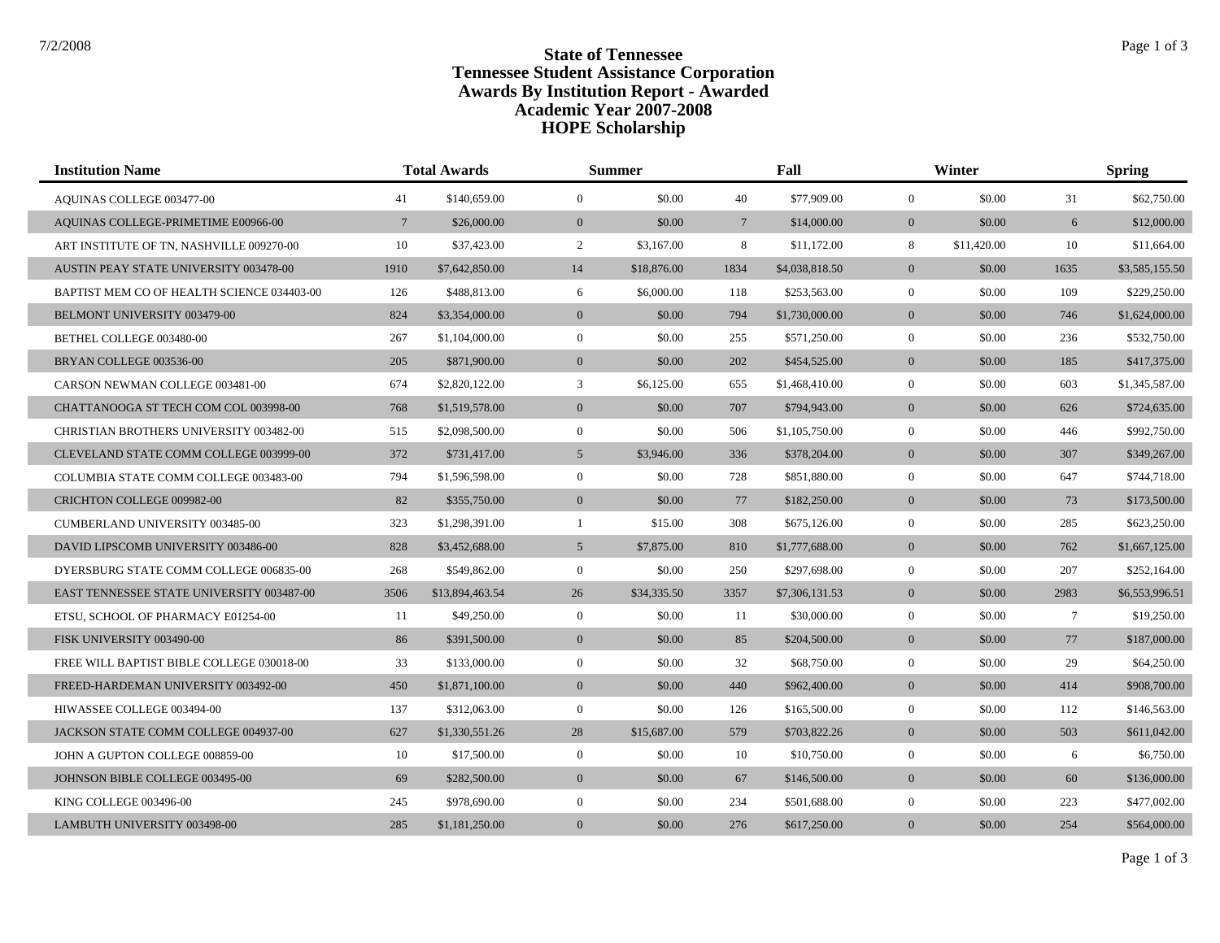# State of Tennessee
# Tennessee Student Assistance Corporation
# Awards By Institution Report - Awarded
# Academic Year 2007-2008
# HOPE Scholarship

7/2/2008

| Institution Name | Total Awards | | Summer | | Fall | | Winter | | Spring | |
|---|---|---|---|---|---|---|---|---|---|---|
| AQUINAS COLLEGE 003477-00 | 41 | $140,659.00 | 0 | $0.00 | 40 | $77,909.00 | 0 | $0.00 | 31 | $62,750.00 |
| AQUINAS COLLEGE-PRIMETIME E00966-00 | 7 | $26,000.00 | 0 | $0.00 | 7 | $14,000.00 | 0 | $0.00 | 6 | $12,000.00 |
| ART INSTITUTE OF TN, NASHVILLE 009270-00 | 10 | $37,423.00 | 2 | $3,167.00 | 8 | $11,172.00 | 8 | $11,420.00 | 10 | $11,664.00 |
| AUSTIN PEAY STATE UNIVERSITY 003478-00 | 1910 | $7,642,850.00 | 14 | $18,876.00 | 1834 | $4,038,818.50 | 0 | $0.00 | 1635 | $3,585,155.50 |
| BAPTIST MEM CO OF HEALTH SCIENCE 034403-00 | 126 | $488,813.00 | 6 | $6,000.00 | 118 | $253,563.00 | 0 | $0.00 | 109 | $229,250.00 |
| BELMONT UNIVERSITY 003479-00 | 824 | $3,354,000.00 | 0 | $0.00 | 794 | $1,730,000.00 | 0 | $0.00 | 746 | $1,624,000.00 |
| BETHEL COLLEGE 003480-00 | 267 | $1,104,000.00 | 0 | $0.00 | 255 | $571,250.00 | 0 | $0.00 | 236 | $532,750.00 |
| BRYAN COLLEGE 003536-00 | 205 | $871,900.00 | 0 | $0.00 | 202 | $454,525.00 | 0 | $0.00 | 185 | $417,375.00 |
| CARSON NEWMAN COLLEGE 003481-00 | 674 | $2,820,122.00 | 3 | $6,125.00 | 655 | $1,468,410.00 | 0 | $0.00 | 603 | $1,345,587.00 |
| CHATTANOOGA ST TECH COM COL 003998-00 | 768 | $1,519,578.00 | 0 | $0.00 | 707 | $794,943.00 | 0 | $0.00 | 626 | $724,635.00 |
| CHRISTIAN BROTHERS UNIVERSITY 003482-00 | 515 | $2,098,500.00 | 0 | $0.00 | 506 | $1,105,750.00 | 0 | $0.00 | 446 | $992,750.00 |
| CLEVELAND STATE COMM COLLEGE 003999-00 | 372 | $731,417.00 | 5 | $3,946.00 | 336 | $378,204.00 | 0 | $0.00 | 307 | $349,267.00 |
| COLUMBIA STATE COMM COLLEGE 003483-00 | 794 | $1,596,598.00 | 0 | $0.00 | 728 | $851,880.00 | 0 | $0.00 | 647 | $744,718.00 |
| CRICHTON COLLEGE 009982-00 | 82 | $355,750.00 | 0 | $0.00 | 77 | $182,250.00 | 0 | $0.00 | 73 | $173,500.00 |
| CUMBERLAND UNIVERSITY 003485-00 | 323 | $1,298,391.00 | 1 | $15.00 | 308 | $675,126.00 | 0 | $0.00 | 285 | $623,250.00 |
| DAVID LIPSCOMB UNIVERSITY 003486-00 | 828 | $3,452,688.00 | 5 | $7,875.00 | 810 | $1,777,688.00 | 0 | $0.00 | 762 | $1,667,125.00 |
| DYERSBURG STATE COMM COLLEGE 006835-00 | 268 | $549,862.00 | 0 | $0.00 | 250 | $297,698.00 | 0 | $0.00 | 207 | $252,164.00 |
| EAST TENNESSEE STATE UNIVERSITY 003487-00 | 3506 | $13,894,463.54 | 26 | $34,335.50 | 3357 | $7,306,131.53 | 0 | $0.00 | 2983 | $6,553,996.51 |
| ETSU, SCHOOL OF PHARMACY E01254-00 | 11 | $49,250.00 | 0 | $0.00 | 11 | $30,000.00 | 0 | $0.00 | 7 | $19,250.00 |
| FISK UNIVERSITY 003490-00 | 86 | $391,500.00 | 0 | $0.00 | 85 | $204,500.00 | 0 | $0.00 | 77 | $187,000.00 |
| FREE WILL BAPTIST BIBLE COLLEGE 030018-00 | 33 | $133,000.00 | 0 | $0.00 | 32 | $68,750.00 | 0 | $0.00 | 29 | $64,250.00 |
| FREED-HARDEMAN UNIVERSITY 003492-00 | 450 | $1,871,100.00 | 0 | $0.00 | 440 | $962,400.00 | 0 | $0.00 | 414 | $908,700.00 |
| HIWASSEE COLLEGE 003494-00 | 137 | $312,063.00 | 0 | $0.00 | 126 | $165,500.00 | 0 | $0.00 | 112 | $146,563.00 |
| JACKSON STATE COMM COLLEGE 004937-00 | 627 | $1,330,551.26 | 28 | $15,687.00 | 579 | $703,822.26 | 0 | $0.00 | 503 | $611,042.00 |
| JOHN A GUPTON COLLEGE 008859-00 | 10 | $17,500.00 | 0 | $0.00 | 10 | $10,750.00 | 0 | $0.00 | 6 | $6,750.00 |
| JOHNSON BIBLE COLLEGE 003495-00 | 69 | $282,500.00 | 0 | $0.00 | 67 | $146,500.00 | 0 | $0.00 | 60 | $136,000.00 |
| KING COLLEGE 003496-00 | 245 | $978,690.00 | 0 | $0.00 | 234 | $501,688.00 | 0 | $0.00 | 223 | $477,002.00 |
| LAMBUTH UNIVERSITY 003498-00 | 285 | $1,181,250.00 | 0 | $0.00 | 276 | $617,250.00 | 0 | $0.00 | 254 | $564,000.00 |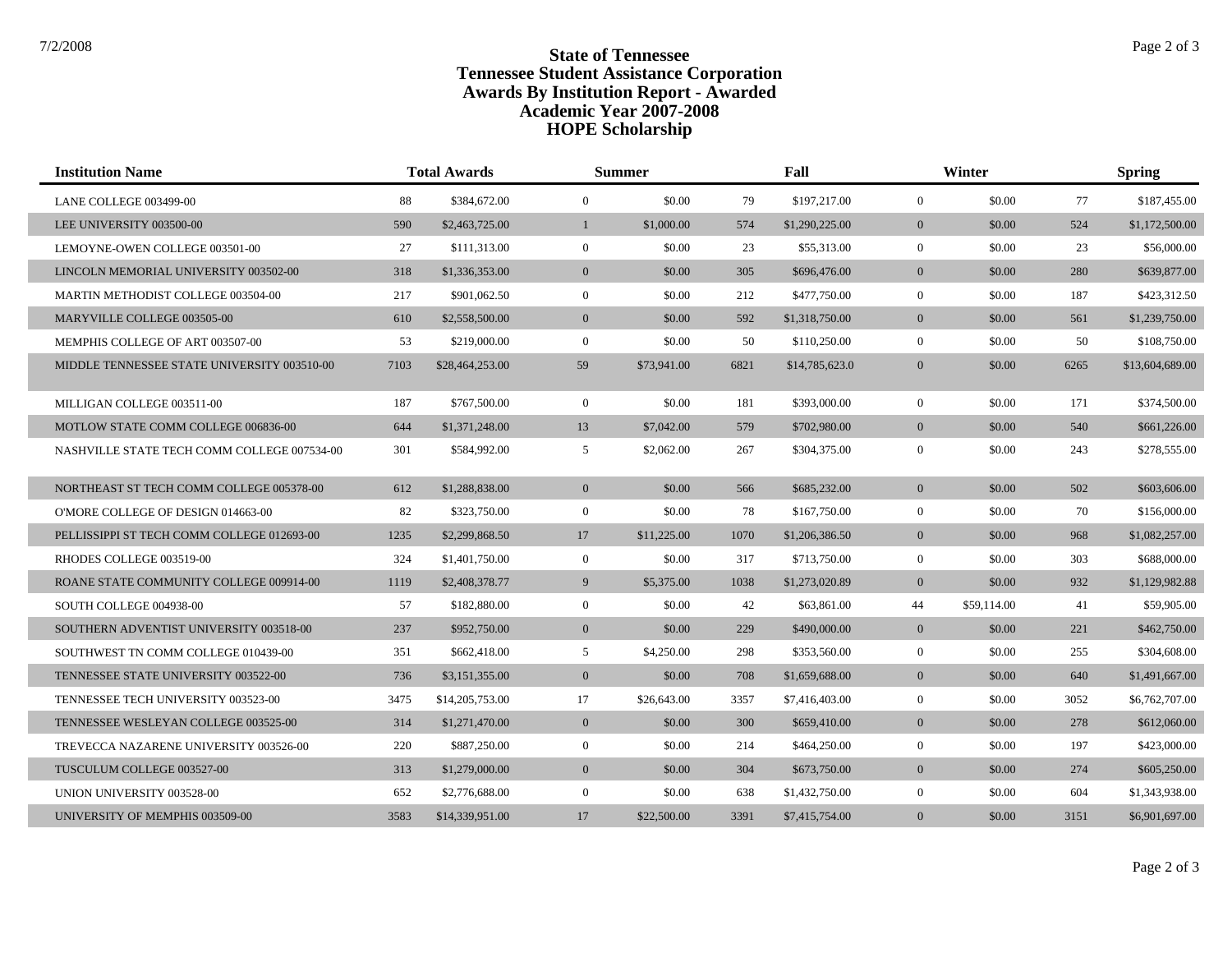# State of Tennessee
## Tennessee Student Assistance Corporation
## Awards By Institution Report - Awarded
## Academic Year 2007-2008
## HOPE Scholarship

| Institution Name | Total Awards | | Summer | | Fall | | Winter | | Spring | |
|---|---|---|---|---|---|---|---|---|---|---|
| LANE COLLEGE 003499-00 | 88 | $384,672.00 | 0 | $0.00 | 79 | $197,217.00 | 0 | $0.00 | 77 | $187,455.00 |
| LEE UNIVERSITY 003500-00 | 590 | $2,463,725.00 | 1 | $1,000.00 | 574 | $1,290,225.00 | 0 | $0.00 | 524 | $1,172,500.00 |
| LEMOYNE-OWEN COLLEGE 003501-00 | 27 | $111,313.00 | 0 | $0.00 | 23 | $55,313.00 | 0 | $0.00 | 23 | $56,000.00 |
| LINCOLN MEMORIAL UNIVERSITY 003502-00 | 318 | $1,336,353.00 | 0 | $0.00 | 305 | $696,476.00 | 0 | $0.00 | 280 | $639,877.00 |
| MARTIN METHODIST COLLEGE 003504-00 | 217 | $901,062.50 | 0 | $0.00 | 212 | $477,750.00 | 0 | $0.00 | 187 | $423,312.50 |
| MARYVILLE COLLEGE 003505-00 | 610 | $2,558,500.00 | 0 | $0.00 | 592 | $1,318,750.00 | 0 | $0.00 | 561 | $1,239,750.00 |
| MEMPHIS COLLEGE OF ART 003507-00 | 53 | $219,000.00 | 0 | $0.00 | 50 | $110,250.00 | 0 | $0.00 | 50 | $108,750.00 |
| MIDDLE TENNESSEE STATE UNIVERSITY 003510-00 | 7103 | $28,464,253.00 | 59 | $73,941.00 | 6821 | $14,785,623.0 | 0 | $0.00 | 6265 | $13,604,689.00 |
| MILLIGAN COLLEGE 003511-00 | 187 | $767,500.00 | 0 | $0.00 | 181 | $393,000.00 | 0 | $0.00 | 171 | $374,500.00 |
| MOTLOW STATE COMM COLLEGE 006836-00 | 644 | $1,371,248.00 | 13 | $7,042.00 | 579 | $702,980.00 | 0 | $0.00 | 540 | $661,226.00 |
| NASHVILLE STATE TECH COMM COLLEGE 007534-00 | 301 | $584,992.00 | 5 | $2,062.00 | 267 | $304,375.00 | 0 | $0.00 | 243 | $278,555.00 |
| NORTHEAST ST TECH COMM COLLEGE 005378-00 | 612 | $1,288,838.00 | 0 | $0.00 | 566 | $685,232.00 | 0 | $0.00 | 502 | $603,606.00 |
| O'MORE COLLEGE OF DESIGN 014663-00 | 82 | $323,750.00 | 0 | $0.00 | 78 | $167,750.00 | 0 | $0.00 | 70 | $156,000.00 |
| PELLISSIPPI ST TECH COMM COLLEGE 012693-00 | 1235 | $2,299,868.50 | 17 | $11,225.00 | 1070 | $1,206,386.50 | 0 | $0.00 | 968 | $1,082,257.00 |
| RHODES COLLEGE 003519-00 | 324 | $1,401,750.00 | 0 | $0.00 | 317 | $713,750.00 | 0 | $0.00 | 303 | $688,000.00 |
| ROANE STATE COMMUNITY COLLEGE 009914-00 | 1119 | $2,408,378.77 | 9 | $5,375.00 | 1038 | $1,273,020.89 | 0 | $0.00 | 932 | $1,129,982.88 |
| SOUTH COLLEGE 004938-00 | 57 | $182,880.00 | 0 | $0.00 | 42 | $63,861.00 | 44 | $59,114.00 | 41 | $59,905.00 |
| SOUTHERN ADVENTIST UNIVERSITY 003518-00 | 237 | $952,750.00 | 0 | $0.00 | 229 | $490,000.00 | 0 | $0.00 | 221 | $462,750.00 |
| SOUTHWEST TN COMM COLLEGE 010439-00 | 351 | $662,418.00 | 5 | $4,250.00 | 298 | $353,560.00 | 0 | $0.00 | 255 | $304,608.00 |
| TENNESSEE STATE UNIVERSITY 003522-00 | 736 | $3,151,355.00 | 0 | $0.00 | 708 | $1,659,688.00 | 0 | $0.00 | 640 | $1,491,667.00 |
| TENNESSEE TECH UNIVERSITY 003523-00 | 3475 | $14,205,753.00 | 17 | $26,643.00 | 3357 | $7,416,403.00 | 0 | $0.00 | 3052 | $6,762,707.00 |
| TENNESSEE WESLEYAN COLLEGE 003525-00 | 314 | $1,271,470.00 | 0 | $0.00 | 300 | $659,410.00 | 0 | $0.00 | 278 | $612,060.00 |
| TREVECCA NAZARENE UNIVERSITY 003526-00 | 220 | $887,250.00 | 0 | $0.00 | 214 | $464,250.00 | 0 | $0.00 | 197 | $423,000.00 |
| TUSCULUM COLLEGE 003527-00 | 313 | $1,279,000.00 | 0 | $0.00 | 304 | $673,750.00 | 0 | $0.00 | 274 | $605,250.00 |
| UNION UNIVERSITY 003528-00 | 652 | $2,776,688.00 | 0 | $0.00 | 638 | $1,432,750.00 | 0 | $0.00 | 604 | $1,343,938.00 |
| UNIVERSITY OF MEMPHIS 003509-00 | 3583 | $14,339,951.00 | 17 | $22,500.00 | 3391 | $7,415,754.00 | 0 | $0.00 | 3151 | $6,901,697.00 |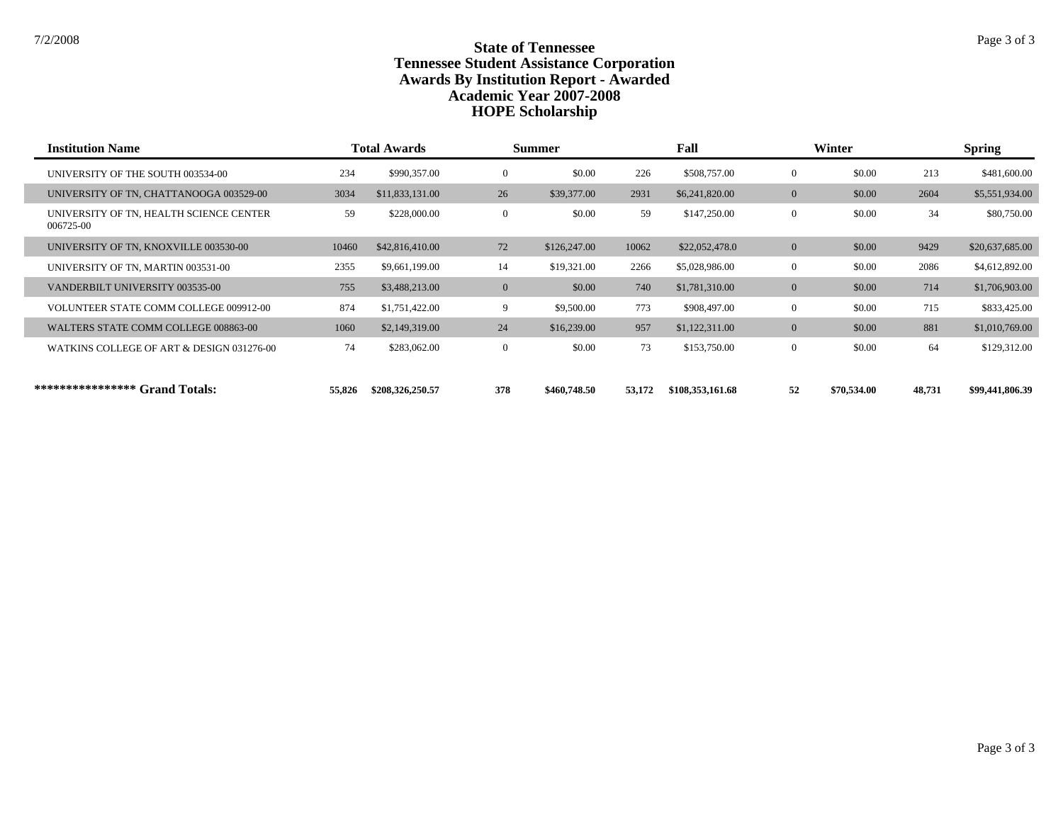**State of Tennessee**
**Tennessee Student Assistance Corporation**
**Awards By Institution Report - Awarded**
**Academic Year 2007-2008**
**HOPE Scholarship**

| Institution Name | Total Awards | | Summer | | Fall | | Winter | | Spring | |
|---|---|---|---|---|---|---|---|---|---|---|
| UNIVERSITY OF THE SOUTH 003534-00 | 234 | $990,357.00 | 0 | $0.00 | 226 | $508,757.00 | 0 | $0.00 | 213 | $481,600.00 |
| UNIVERSITY OF TN, CHATTANOOGA 003529-00 | 3034 | $11,833,131.00 | 26 | $39,377.00 | 2931 | $6,241,820.00 | 0 | $0.00 | 2604 | $5,551,934.00 |
| UNIVERSITY OF TN, HEALTH SCIENCE CENTER 006725-00 | 59 | $228,000.00 | 0 | $0.00 | 59 | $147,250.00 | 0 | $0.00 | 34 | $80,750.00 |
| UNIVERSITY OF TN, KNOXVILLE 003530-00 | 10460 | $42,816,410.00 | 72 | $126,247.00 | 10062 | $22,052,478.0 | 0 | $0.00 | 9429 | $20,637,685.00 |
| UNIVERSITY OF TN, MARTIN 003531-00 | 2355 | $9,661,199.00 | 14 | $19,321.00 | 2266 | $5,028,986.00 | 0 | $0.00 | 2086 | $4,612,892.00 |
| VANDERBILT UNIVERSITY 003535-00 | 755 | $3,488,213.00 | 0 | $0.00 | 740 | $1,781,310.00 | 0 | $0.00 | 714 | $1,706,903.00 |
| VOLUNTEER STATE COMM COLLEGE 009912-00 | 874 | $1,751,422.00 | 9 | $9,500.00 | 773 | $908,497.00 | 0 | $0.00 | 715 | $833,425.00 |
| WALTERS STATE COMM COLLEGE 008863-00 | 1060 | $2,149,319.00 | 24 | $16,239.00 | 957 | $1,122,311.00 | 0 | $0.00 | 881 | $1,010,769.00 |
| WATKINS COLLEGE OF ART & DESIGN 031276-00 | 74 | $283,062.00 | 0 | $0.00 | 73 | $153,750.00 | 0 | $0.00 | 64 | $129,312.00 |
| **************** Grand Totals: | **55,826** | **$208,326,250.57** | **378** | **$460,748.50** | **53,172** | **$108,353,161.68** | **52** | **$70,534.00** | **48,731** | **$99,441,806.39** |